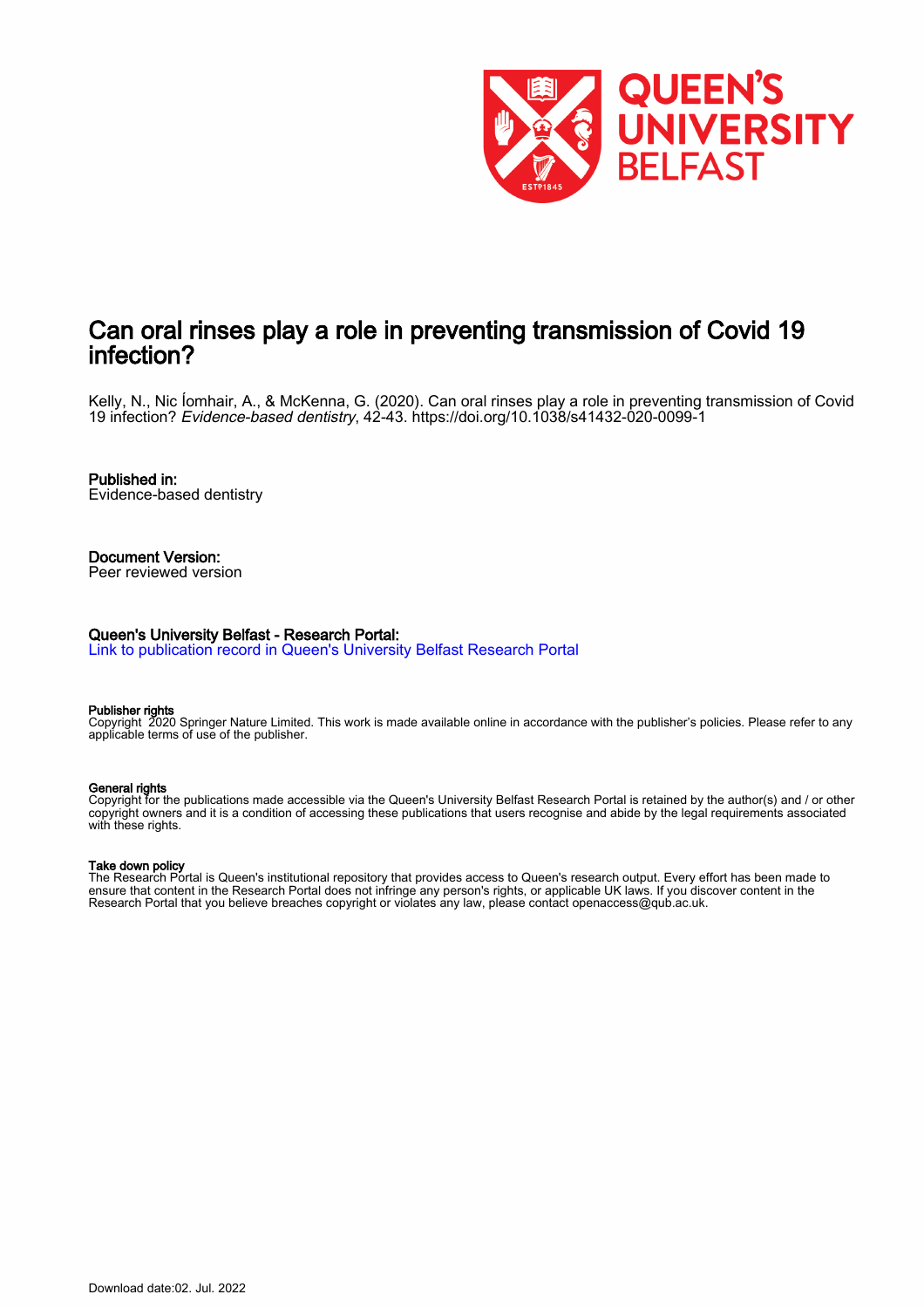# Can oral rinses play a role in preventing transmission of Covid 19 infection?

Kelly, N., Nic Íomhair, A., & McKenna, G. (2020). Can oral rinses play a role in preventing transmission of Covid 19 infection? *Evidence-based dentistry*, 42-43. https://doi.org/10.1038/s41432-020-0099-1

**Published in:**
Evidence-based dentistry

**Document Version:**
Peer reviewed version

**Queen's University Belfast - Research Portal:**
Link to publication record in Queen's University Belfast Research Portal

**Publisher rights**
Copyright 2020 Springer Nature Limited. This work is made available online in accordance with the publisher's policies. Please refer to any applicable terms of use of the publisher.

**General rights**
Copyright for the publications made accessible via the Queen's University Belfast Research Portal is retained by the author(s) and / or other copyright owners and it is a condition of accessing these publications that users recognise and abide by the legal requirements associated with these rights.

**Take down policy**
The Research Portal is Queen's institutional repository that provides access to Queen's research output. Every effort has been made to ensure that content in the Research Portal does not infringe any person's rights, or applicable UK laws. If you discover content in the Research Portal that you believe breaches copyright or violates any law, please contact openaccess@qub.ac.uk.

Download date:02. Jul. 2022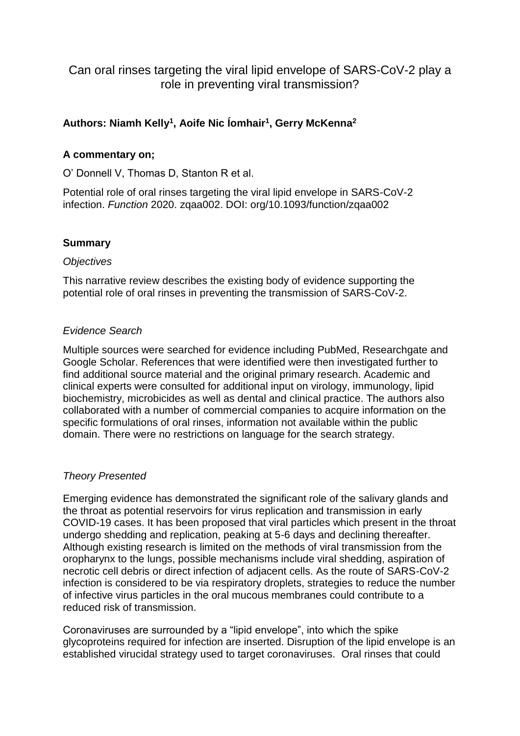# Can oral rinses targeting the viral lipid envelope of SARS-CoV-2 play a role in preventing viral transmission?

**Authors: Niamh Kelly[1], Aoife Nic Íomhair[1], Gerry McKenna[2]**

**A commentary on;**

O' Donnell V, Thomas D, Stanton R et al.

Potential role of oral rinses targeting the viral lipid envelope in SARS-CoV-2 infection. *Function* 2020. zqaa002. DOI: org/10.1093/function/zqaa002

### Summary

*Objectives*

This narrative review describes the existing body of evidence supporting the potential role of oral rinses in preventing the transmission of SARS-CoV-2.

*Evidence Search*

Multiple sources were searched for evidence including PubMed, Researchgate and Google Scholar. References that were identified were then investigated further to find additional source material and the original primary research. Academic and clinical experts were consulted for additional input on virology, immunology, lipid biochemistry, microbicides as well as dental and clinical practice. The authors also collaborated with a number of commercial companies to acquire information on the specific formulations of oral rinses, information not available within the public domain. There were no restrictions on language for the search strategy.

*Theory Presented*

Emerging evidence has demonstrated the significant role of the salivary glands and the throat as potential reservoirs for virus replication and transmission in early COVID-19 cases. It has been proposed that viral particles which present in the throat undergo shedding and replication, peaking at 5-6 days and declining thereafter. Although existing research is limited on the methods of viral transmission from the oropharynx to the lungs, possible mechanisms include viral shedding, aspiration of necrotic cell debris or direct infection of adjacent cells. As the route of SARS-CoV-2 infection is considered to be via respiratory droplets, strategies to reduce the number of infective virus particles in the oral mucous membranes could contribute to a reduced risk of transmission.

Coronaviruses are surrounded by a "lipid envelope", into which the spike glycoproteins required for infection are inserted. Disruption of the lipid envelope is an established virucidal strategy used to target coronaviruses. Oral rinses that could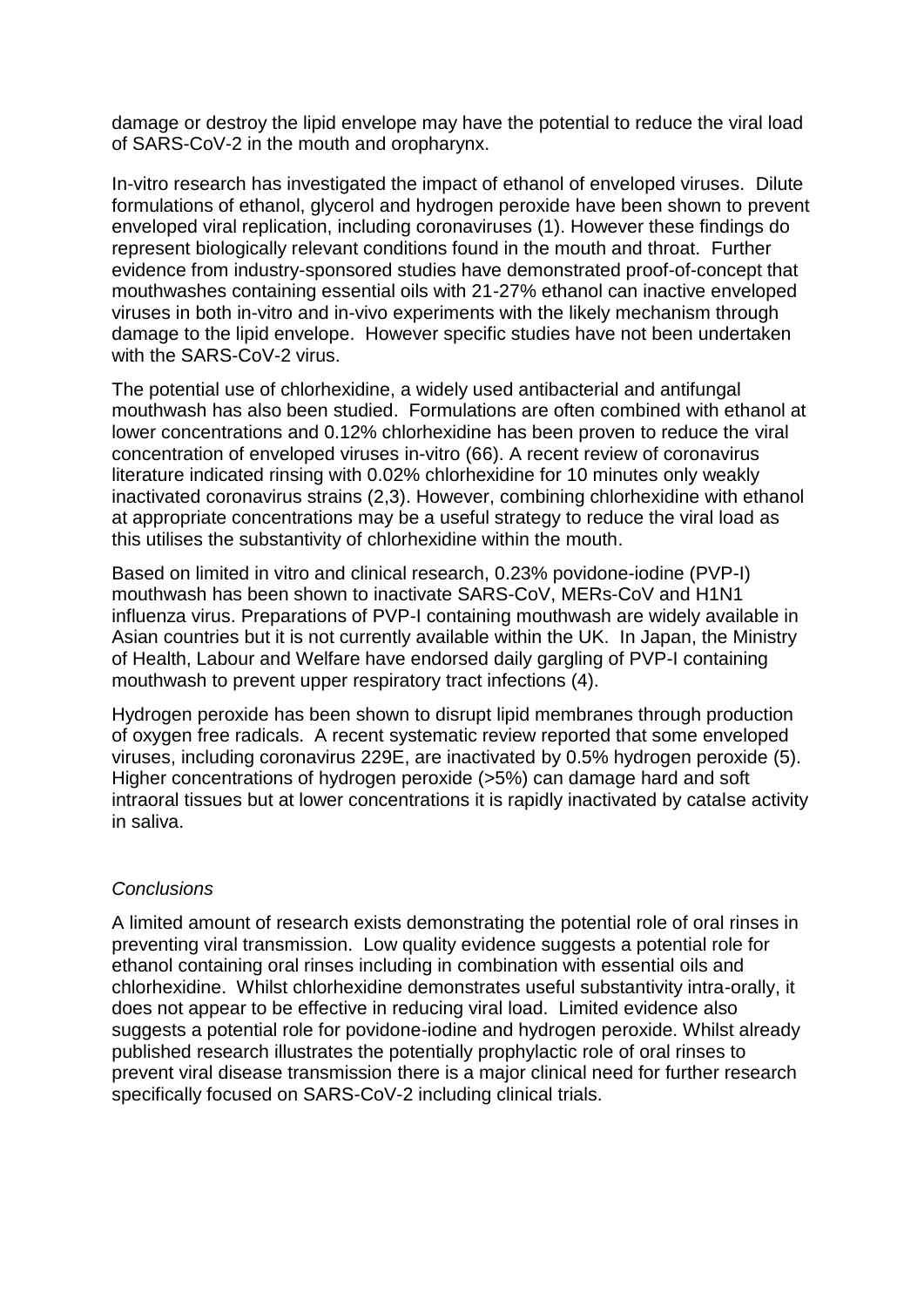damage or destroy the lipid envelope may have the potential to reduce the viral load of SARS-CoV-2 in the mouth and oropharynx.

In-vitro research has investigated the impact of ethanol of enveloped viruses. Dilute formulations of ethanol, glycerol and hydrogen peroxide have been shown to prevent enveloped viral replication, including coronaviruses (1). However these findings do represent biologically relevant conditions found in the mouth and throat. Further evidence from industry-sponsored studies have demonstrated proof-of-concept that mouthwashes containing essential oils with 21-27% ethanol can inactive enveloped viruses in both in-vitro and in-vivo experiments with the likely mechanism through damage to the lipid envelope. However specific studies have not been undertaken with the SARS-CoV-2 virus.

The potential use of chlorhexidine, a widely used antibacterial and antifungal mouthwash has also been studied. Formulations are often combined with ethanol at lower concentrations and 0.12% chlorhexidine has been proven to reduce the viral concentration of enveloped viruses in-vitro (66). A recent review of coronavirus literature indicated rinsing with 0.02% chlorhexidine for 10 minutes only weakly inactivated coronavirus strains (2,3). However, combining chlorhexidine with ethanol at appropriate concentrations may be a useful strategy to reduce the viral load as this utilises the substantivity of chlorhexidine within the mouth.

Based on limited in vitro and clinical research, 0.23% povidone-iodine (PVP-I) mouthwash has been shown to inactivate SARS-CoV, MERs-CoV and H1N1 influenza virus. Preparations of PVP-I containing mouthwash are widely available in Asian countries but it is not currently available within the UK. In Japan, the Ministry of Health, Labour and Welfare have endorsed daily gargling of PVP-I containing mouthwash to prevent upper respiratory tract infections (4).

Hydrogen peroxide has been shown to disrupt lipid membranes through production of oxygen free radicals. A recent systematic review reported that some enveloped viruses, including coronavirus 229E, are inactivated by 0.5% hydrogen peroxide (5). Higher concentrations of hydrogen peroxide (>5%) can damage hard and soft intraoral tissues but at lower concentrations it is rapidly inactivated by catalse activity in saliva.

*Conclusions*

A limited amount of research exists demonstrating the potential role of oral rinses in preventing viral transmission. Low quality evidence suggests a potential role for ethanol containing oral rinses including in combination with essential oils and chlorhexidine. Whilst chlorhexidine demonstrates useful substantivity intra-orally, it does not appear to be effective in reducing viral load. Limited evidence also suggests a potential role for povidone-iodine and hydrogen peroxide. Whilst already published research illustrates the potentially prophylactic role of oral rinses to prevent viral disease transmission there is a major clinical need for further research specifically focused on SARS-CoV-2 including clinical trials.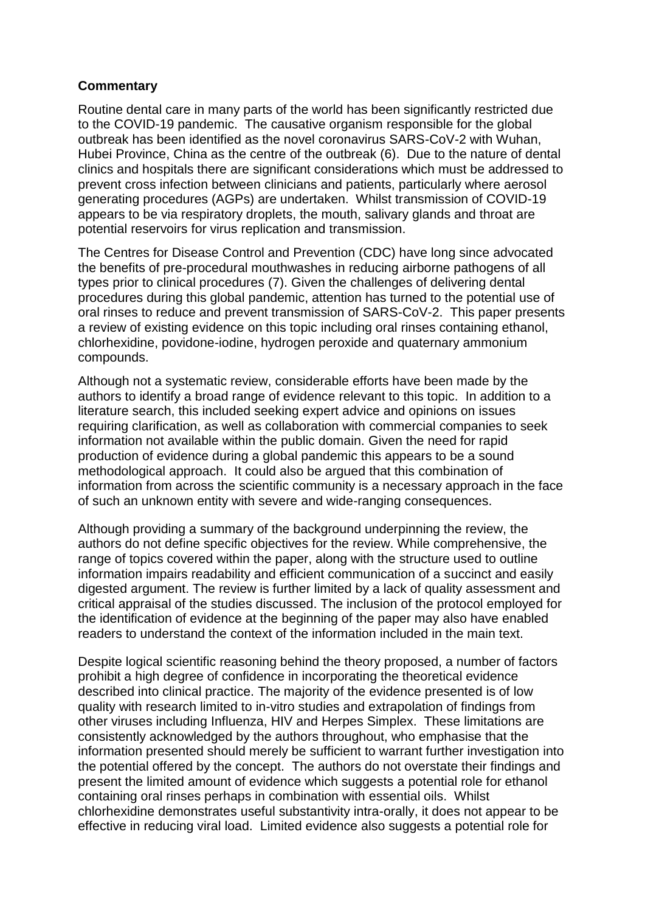**Commentary**

Routine dental care in many parts of the world has been significantly restricted due to the COVID-19 pandemic. The causative organism responsible for the global outbreak has been identified as the novel coronavirus SARS-CoV-2 with Wuhan, Hubei Province, China as the centre of the outbreak (6). Due to the nature of dental clinics and hospitals there are significant considerations which must be addressed to prevent cross infection between clinicians and patients, particularly where aerosol generating procedures (AGPs) are undertaken. Whilst transmission of COVID-19 appears to be via respiratory droplets, the mouth, salivary glands and throat are potential reservoirs for virus replication and transmission.

The Centres for Disease Control and Prevention (CDC) have long since advocated the benefits of pre-procedural mouthwashes in reducing airborne pathogens of all types prior to clinical procedures (7). Given the challenges of delivering dental procedures during this global pandemic, attention has turned to the potential use of oral rinses to reduce and prevent transmission of SARS-CoV-2. This paper presents a review of existing evidence on this topic including oral rinses containing ethanol, chlorhexidine, povidone-iodine, hydrogen peroxide and quaternary ammonium compounds.

Although not a systematic review, considerable efforts have been made by the authors to identify a broad range of evidence relevant to this topic. In addition to a literature search, this included seeking expert advice and opinions on issues requiring clarification, as well as collaboration with commercial companies to seek information not available within the public domain. Given the need for rapid production of evidence during a global pandemic this appears to be a sound methodological approach. It could also be argued that this combination of information from across the scientific community is a necessary approach in the face of such an unknown entity with severe and wide-ranging consequences.

Although providing a summary of the background underpinning the review, the authors do not define specific objectives for the review. While comprehensive, the range of topics covered within the paper, along with the structure used to outline information impairs readability and efficient communication of a succinct and easily digested argument. The review is further limited by a lack of quality assessment and critical appraisal of the studies discussed. The inclusion of the protocol employed for the identification of evidence at the beginning of the paper may also have enabled readers to understand the context of the information included in the main text.

Despite logical scientific reasoning behind the theory proposed, a number of factors prohibit a high degree of confidence in incorporating the theoretical evidence described into clinical practice. The majority of the evidence presented is of low quality with research limited to in-vitro studies and extrapolation of findings from other viruses including Influenza, HIV and Herpes Simplex. These limitations are consistently acknowledged by the authors throughout, who emphasise that the information presented should merely be sufficient to warrant further investigation into the potential offered by the concept. The authors do not overstate their findings and present the limited amount of evidence which suggests a potential role for ethanol containing oral rinses perhaps in combination with essential oils. Whilst chlorhexidine demonstrates useful substantivity intra-orally, it does not appear to be effective in reducing viral load. Limited evidence also suggests a potential role for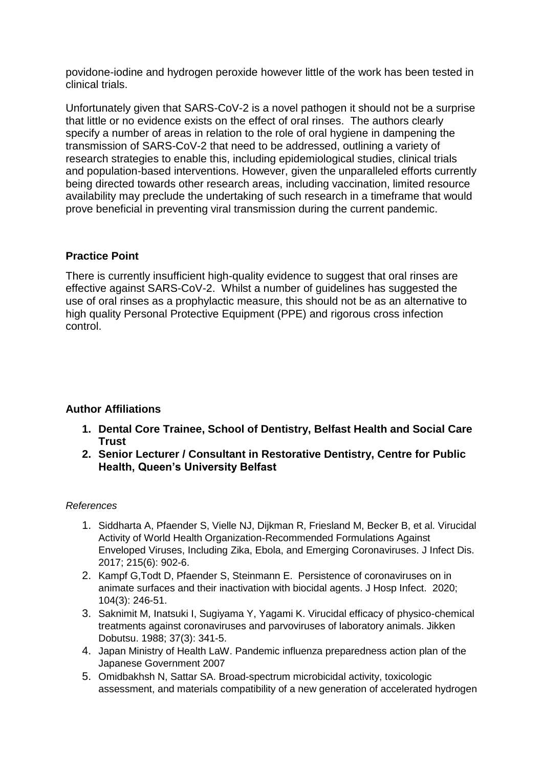povidone-iodine and hydrogen peroxide however little of the work has been tested in clinical trials.

Unfortunately given that SARS-CoV-2 is a novel pathogen it should not be a surprise that little or no evidence exists on the effect of oral rinses. The authors clearly specify a number of areas in relation to the role of oral hygiene in dampening the transmission of SARS-CoV-2 that need to be addressed, outlining a variety of research strategies to enable this, including epidemiological studies, clinical trials and population-based interventions. However, given the unparalleled efforts currently being directed towards other research areas, including vaccination, limited resource availability may preclude the undertaking of such research in a timeframe that would prove beneficial in preventing viral transmission during the current pandemic.

## Practice Point

There is currently insufficient high-quality evidence to suggest that oral rinses are effective against SARS-CoV-2. Whilst a number of guidelines has suggested the use of oral rinses as a prophylactic measure, this should not be as an alternative to high quality Personal Protective Equipment (PPE) and rigorous cross infection control.

## Author Affiliations

1. **Dental Core Trainee, School of Dentistry, Belfast Health and Social Care Trust**
2. **Senior Lecturer / Consultant in Restorative Dentistry, Centre for Public Health, Queen's University Belfast**

*References*

1. Siddharta A, Pfaender S, Vielle NJ, Dijkman R, Friesland M, Becker B, et al. Virucidal Activity of World Health Organization-Recommended Formulations Against Enveloped Viruses, Including Zika, Ebola, and Emerging Coronaviruses. J Infect Dis. 2017; 215(6): 902-6.
2. Kampf G,Todt D, Pfaender S, Steinmann E. Persistence of coronaviruses on in animate surfaces and their inactivation with biocidal agents. J Hosp Infect. 2020; 104(3): 246-51.
3. Saknimit M, Inatsuki I, Sugiyama Y, Yagami K. Virucidal efficacy of physico-chemical treatments against coronaviruses and parvoviruses of laboratory animals. Jikken Dobutsu. 1988; 37(3): 341-5.
4. Japan Ministry of Health LaW. Pandemic influenza preparedness action plan of the Japanese Government 2007
5. Omidbakhsh N, Sattar SA. Broad-spectrum microbicidal activity, toxicologic assessment, and materials compatibility of a new generation of accelerated hydrogen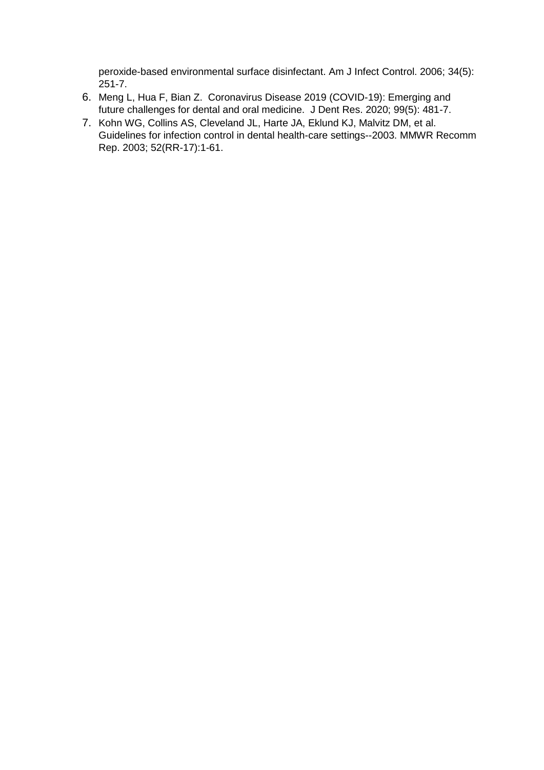peroxide-based environmental surface disinfectant. Am J Infect Control. 2006; 34(5): 251-7.

6. Meng L, Hua F, Bian Z. Coronavirus Disease 2019 (COVID-19): Emerging and future challenges for dental and oral medicine. J Dent Res. 2020; 99(5): 481-7.
7. Kohn WG, Collins AS, Cleveland JL, Harte JA, Eklund KJ, Malvitz DM, et al. Guidelines for infection control in dental health-care settings--2003. MMWR Recomm Rep. 2003; 52(RR-17):1-61.